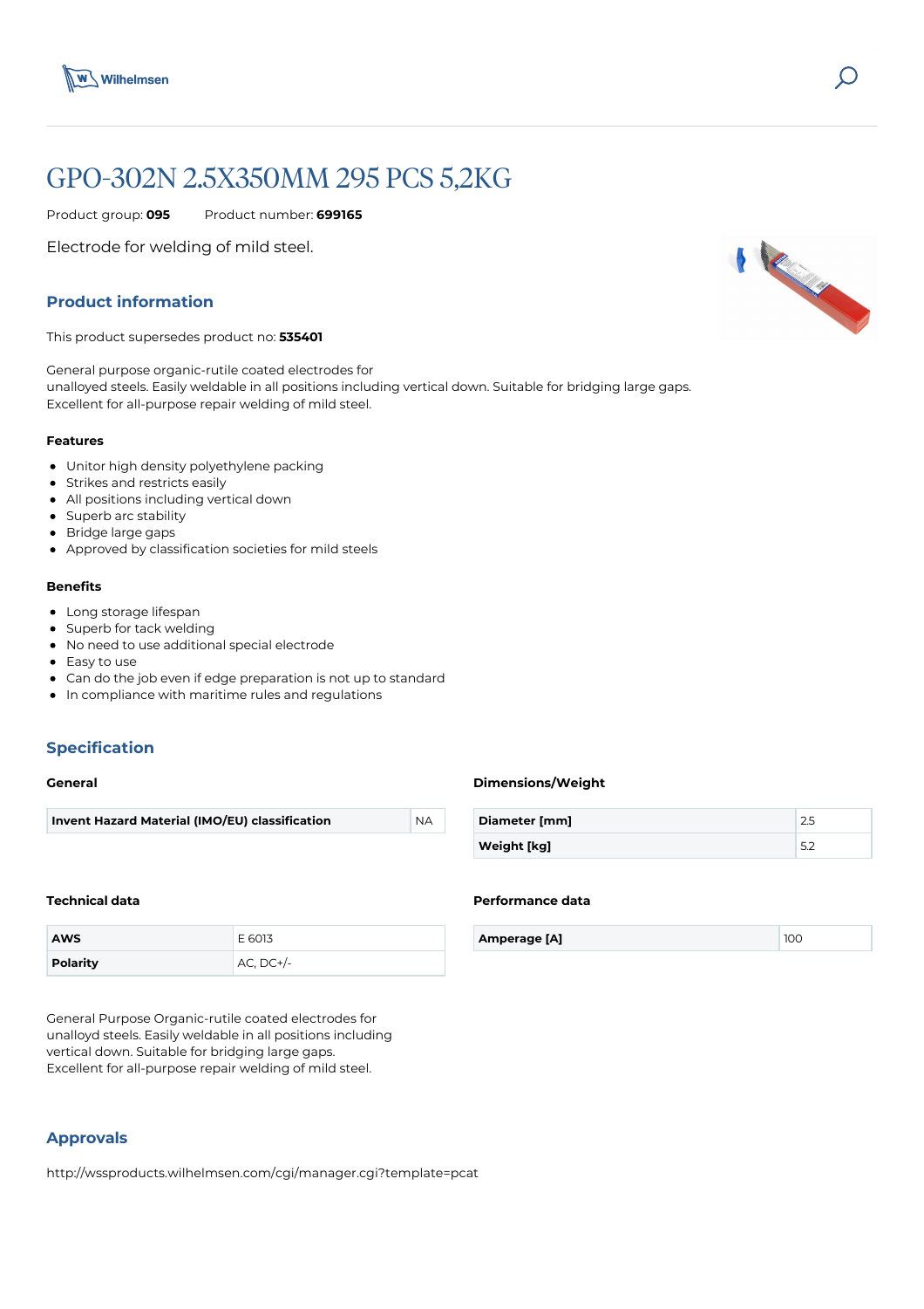# GPO-302N 2.5X350MM 295 PCS 5,2KG

Product group: **095** Product number: **699165**

Electrode for welding of mild steel.

## Product information

This product supersedes product no: **535401**

General purpose organic-rutile coated electrodes for
unalloyed steels. Easily weldable in all positions including vertical down. Suitable for bridging large gaps.
Excellent for all-purpose repair welding of mild steel.

### Features

- Unitor high density polyethylene packing
- Strikes and restricts easily
- All positions including vertical down
- Superb arc stability
- Bridge large gaps
- Approved by classification societies for mild steels

### Benefits

- Long storage lifespan
- Superb for tack welding
- No need to use additional special electrode
- Easy to use
- Can do the job even if edge preparation is not up to standard
- In compliance with maritime rules and regulations

## Specification

### General

| Invent Hazard Material (IMO/EU) classification | NA |
|---|---|

### Dimensions/Weight

| Diameter [mm] | 2.5 |
|---|---|
| Weight [kg] | 5.2 |

### Technical data

| AWS | E 6013 |
|---|---|
| Polarity | AC, DC+/- |

### Performance data

| Amperage [A] | 100 |
|---|---|

General Purpose Organic-rutile coated electrodes for
unalloyd steels. Easily weldable in all positions including
vertical down. Suitable for bridging large gaps.
Excellent for all-purpose repair welding of mild steel.

## Approvals

http://wssproducts.wilhelmsen.com/cgi/manager.cgi?template=pcat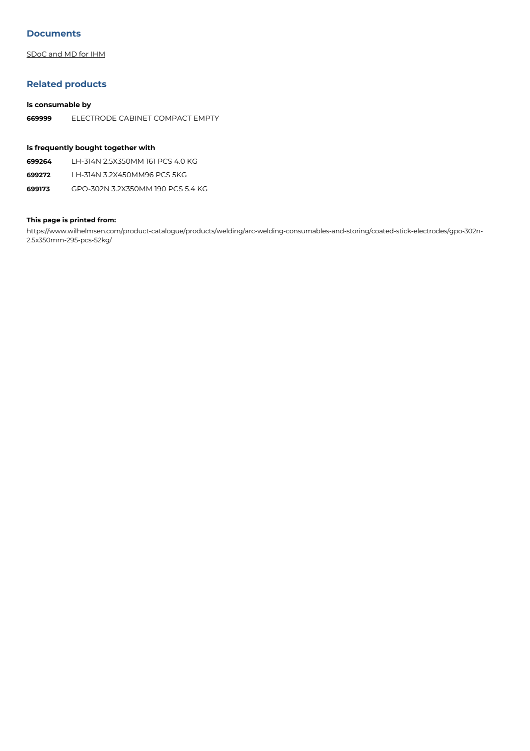## Documents

SDoC and MD for IHM

## Related products

**Is consumable by**

| | |
|---|---|
| **669999** | ELECTRODE CABINET COMPACT EMPTY |

**Is frequently bought together with**

| | |
|---|---|
| **699264** | LH-314N 2.5X350MM 161 PCS 4.0 KG |
| **699272** | LH-314N 3.2X450MM96 PCS 5KG |
| **699173** | GPO-302N 3.2X350MM 190 PCS 5.4 KG |

**This page is printed from:**

https://www.wilhelmsen.com/product-catalogue/products/welding/arc-welding-consumables-and-storing/coated-stick-electrodes/gpo-302n-2.5x350mm-295-pcs-52kg/